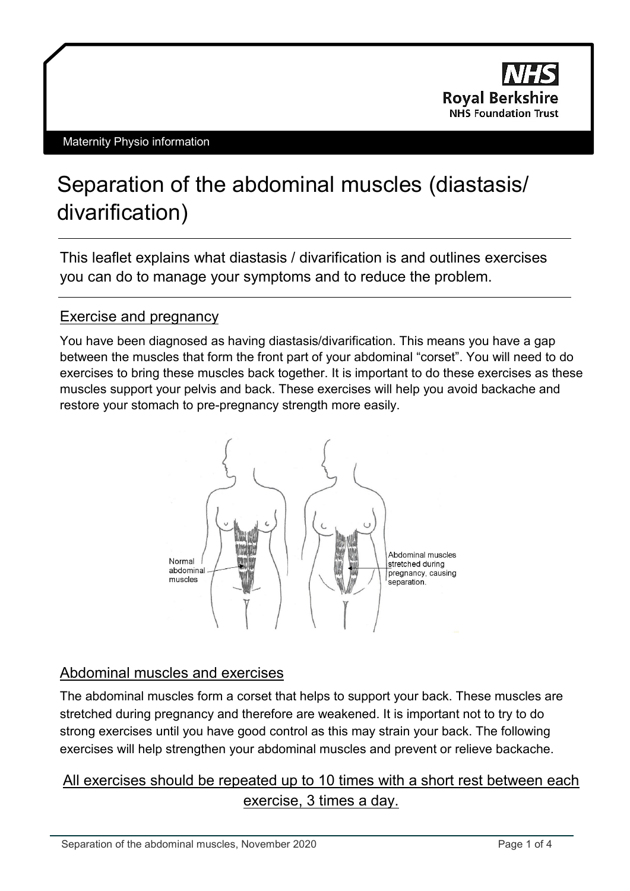NHS Royal Berkshire NHS Foundation Trust

Maternity Physio information

# Separation of the abdominal muscles (diastasis/ divarification)

This leaflet explains what diastasis / divarification is and outlines exercises you can do to manage your symptoms and to reduce the problem.

## Exercise and pregnancy

You have been diagnosed as having diastasis/divarification. This means you have a gap between the muscles that form the front part of your abdominal "corset". You will need to do exercises to bring these muscles back together. It is important to do these exercises as these muscles support your pelvis and back. These exercises will help you avoid backache and restore your stomach to pre-pregnancy strength more easily.

Normal abdominal muscles

Abdominal muscles stretched during pregnancy, causing separation.

## Abdominal muscles and exercises

The abdominal muscles form a corset that helps to support your back. These muscles are stretched during pregnancy and therefore are weakened. It is important not to try to do strong exercises until you have good control as this may strain your back. The following exercises will help strengthen your abdominal muscles and prevent or relieve backache.

All exercises should be repeated up to 10 times with a short rest between each exercise, 3 times a day.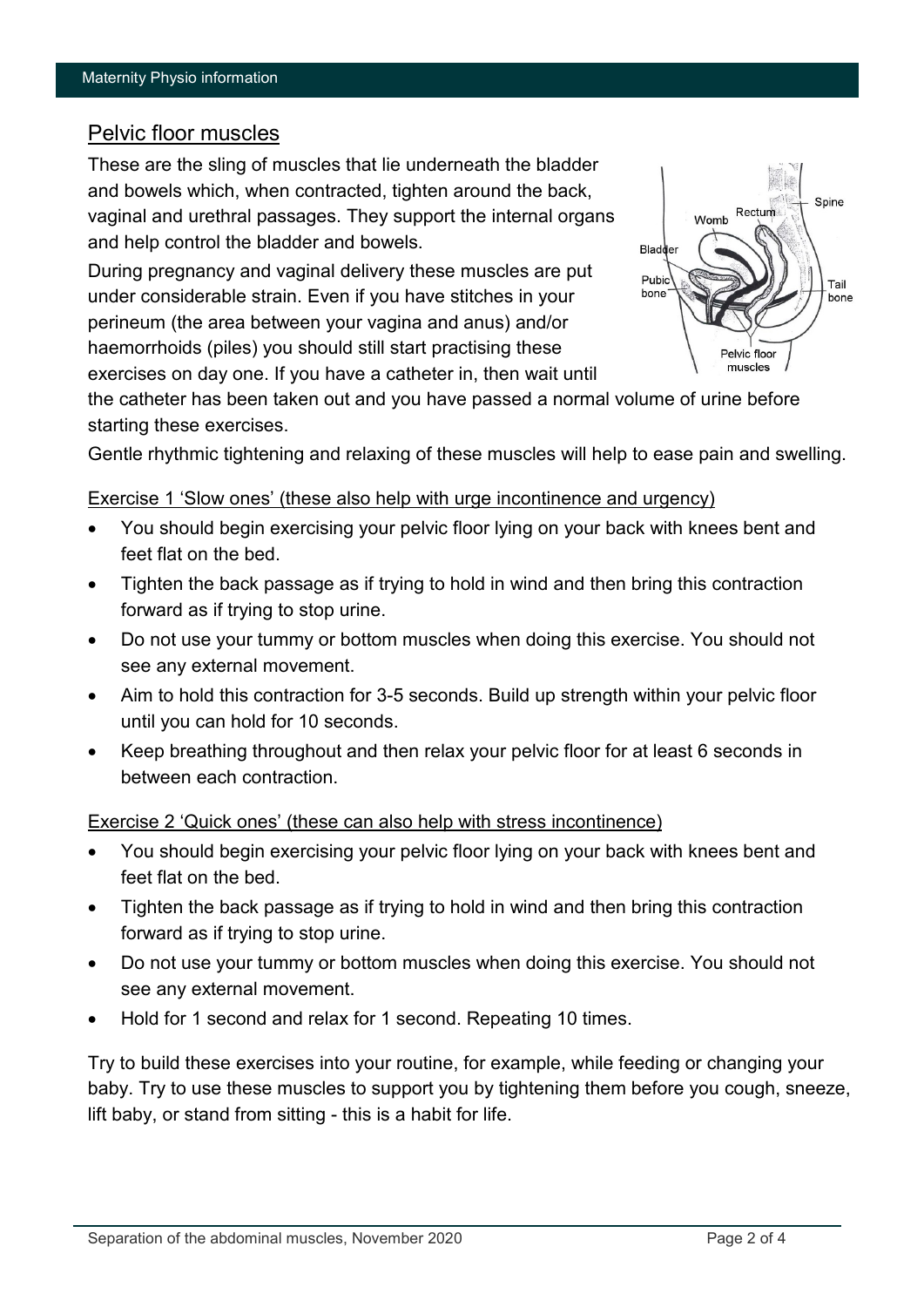## Pelvic floor muscles

These are the sling of muscles that lie underneath the bladder and bowels which, when contracted, tighten around the back, vaginal and urethral passages. They support the internal organs and help control the bladder and bowels.

During pregnancy and vaginal delivery these muscles are put under considerable strain. Even if you have stitches in your perineum (the area between your vagina and anus) and/or haemorrhoids (piles) you should still start practising these exercises on day one. If you have a catheter in, then wait until the catheter has been taken out and you have passed a normal volume of urine before starting these exercises.

Gentle rhythmic tightening and relaxing of these muscles will help to ease pain and swelling.

### Exercise 1 'Slow ones' (these also help with urge incontinence and urgency)

- You should begin exercising your pelvic floor lying on your back with knees bent and feet flat on the bed.
- Tighten the back passage as if trying to hold in wind and then bring this contraction forward as if trying to stop urine.
- Do not use your tummy or bottom muscles when doing this exercise. You should not see any external movement.
- Aim to hold this contraction for 3-5 seconds. Build up strength within your pelvic floor until you can hold for 10 seconds.
- Keep breathing throughout and then relax your pelvic floor for at least 6 seconds in between each contraction.

### Exercise 2 'Quick ones' (these can also help with stress incontinence)

- You should begin exercising your pelvic floor lying on your back with knees bent and feet flat on the bed.
- Tighten the back passage as if trying to hold in wind and then bring this contraction forward as if trying to stop urine.
- Do not use your tummy or bottom muscles when doing this exercise. You should not see any external movement.
- Hold for 1 second and relax for 1 second. Repeating 10 times.

Try to build these exercises into your routine, for example, while feeding or changing your baby. Try to use these muscles to support you by tightening them before you cough, sneeze, lift baby, or stand from sitting - this is a habit for life.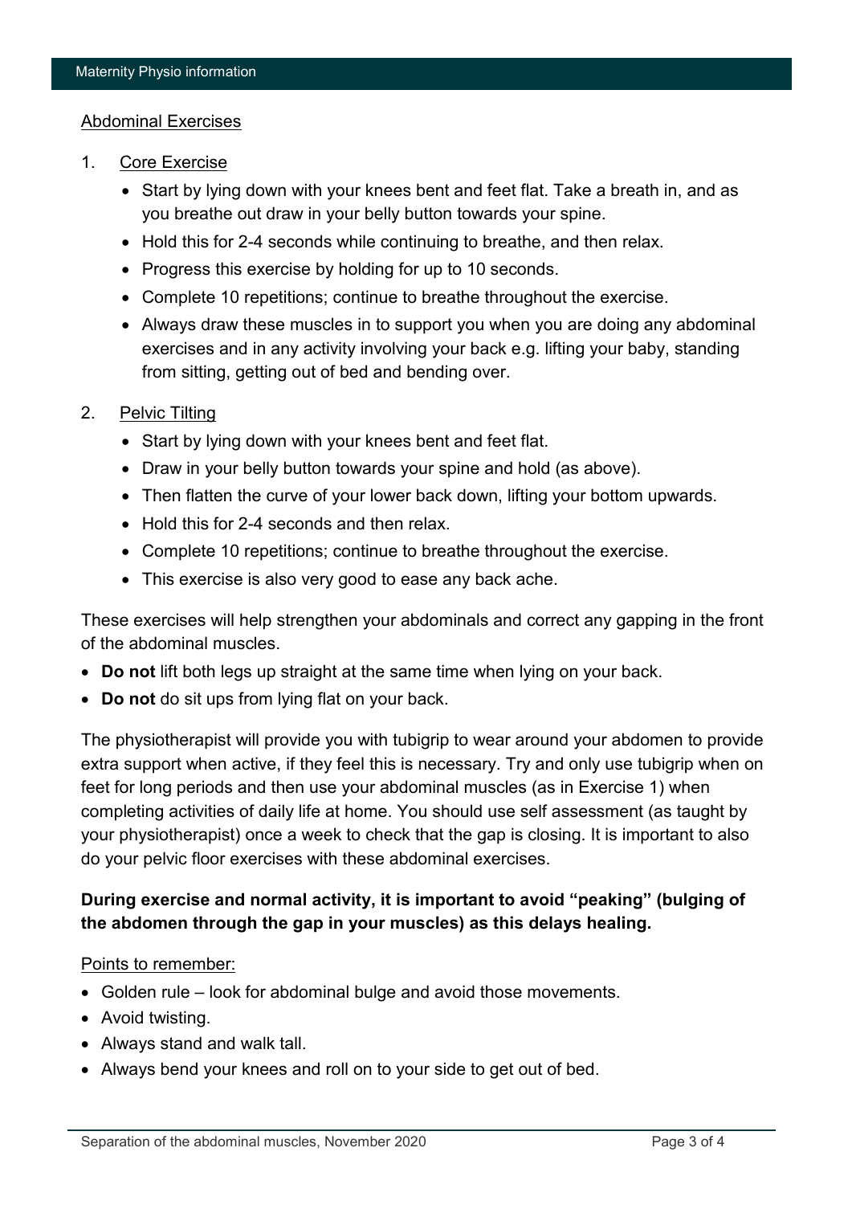## Abdominal Exercises

1. Core Exercise
   - Start by lying down with your knees bent and feet flat. Take a breath in, and as you breathe out draw in your belly button towards your spine.
   - Hold this for 2-4 seconds while continuing to breathe, and then relax.
   - Progress this exercise by holding for up to 10 seconds.
   - Complete 10 repetitions; continue to breathe throughout the exercise.
   - Always draw these muscles in to support you when you are doing any abdominal exercises and in any activity involving your back e.g. lifting your baby, standing from sitting, getting out of bed and bending over.

2. Pelvic Tilting
   - Start by lying down with your knees bent and feet flat.
   - Draw in your belly button towards your spine and hold (as above).
   - Then flatten the curve of your lower back down, lifting your bottom upwards.
   - Hold this for 2-4 seconds and then relax.
   - Complete 10 repetitions; continue to breathe throughout the exercise.
   - This exercise is also very good to ease any back ache.

These exercises will help strengthen your abdominals and correct any gapping in the front of the abdominal muscles.

- **Do not** lift both legs up straight at the same time when lying on your back.
- **Do not** do sit ups from lying flat on your back.

The physiotherapist will provide you with tubigrip to wear around your abdomen to provide extra support when active, if they feel this is necessary. Try and only use tubigrip when on feet for long periods and then use your abdominal muscles (as in Exercise 1) when completing activities of daily life at home. You should use self assessment (as taught by your physiotherapist) once a week to check that the gap is closing. It is important to also do your pelvic floor exercises with these abdominal exercises.

**During exercise and normal activity, it is important to avoid "peaking" (bulging of the abdomen through the gap in your muscles) as this delays healing.**

Points to remember:

- Golden rule – look for abdominal bulge and avoid those movements.
- Avoid twisting.
- Always stand and walk tall.
- Always bend your knees and roll on to your side to get out of bed.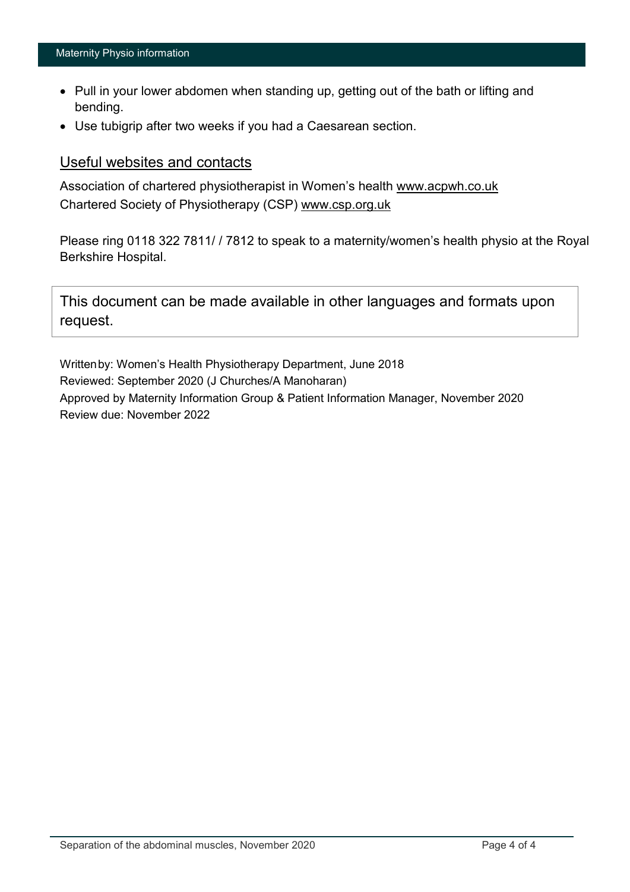- Pull in your lower abdomen when standing up, getting out of the bath or lifting and bending.
- Use tubigrip after two weeks if you had a Caesarean section.

## Useful websites and contacts

Association of chartered physiotherapist in Women's health www.acpwh.co.uk
Chartered Society of Physiotherapy (CSP) www.csp.org.uk

Please ring 0118 322 7811/ / 7812 to speak to a maternity/women's health physio at the Royal Berkshire Hospital.

This document can be made available in other languages and formats upon request.

Written by: Women's Health Physiotherapy Department, June 2018
Reviewed: September 2020 (J Churches/A Manoharan)
Approved by Maternity Information Group & Patient Information Manager, November 2020
Review due: November 2022